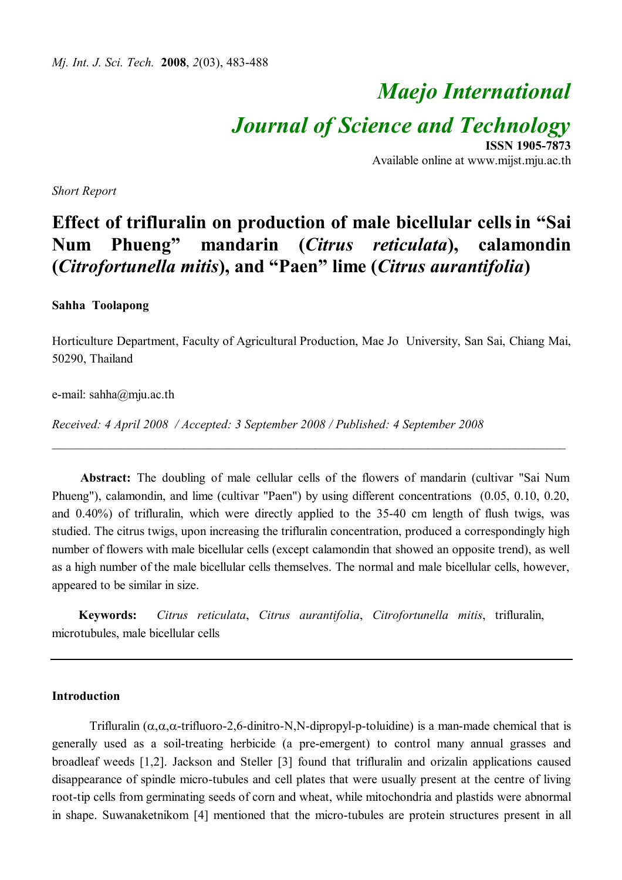# Maejo International Journal of Science and Technology

**ISSN 1905-7873**
Available online at www.mijst.mju.ac.th

*Short Report*

## Effect of trifluralin on production of male bicellular cells in "Sai Num Phueng" mandarin (*Citrus reticulata*), calamondin (*Citrofortunella mitis*), and "Paen" lime (*Citrus aurantifolia*)

**Sahha Toolapong**

Horticulture Department, Faculty of Agricultural Production, Mae Jo University, San Sai, Chiang Mai, 50290, Thailand

e-mail: sahha@mju.ac.th

*Received: 4 April 2008 / Accepted: 3 September 2008 / Published: 4 September 2008*

---

**Abstract:** The doubling of male cellular cells of the flowers of mandarin (cultivar "Sai Num Phueng"), calamondin, and lime (cultivar "Paen") by using different concentrations (0.05, 0.10, 0.20, and 0.40%) of trifluralin, which were directly applied to the 35-40 cm length of flush twigs, was studied. The citrus twigs, upon increasing the trifluralin concentration, produced a correspondingly high number of flowers with male bicellular cells (except calamondin that showed an opposite trend), as well as a high number of the male bicellular cells themselves. The normal and male bicellular cells, however, appeared to be similar in size.

**Keywords:** *Citrus reticulata*, *Citrus aurantifolia*, *Citrofortunella mitis*, trifluralin, microtubules, male bicellular cells

---

### Introduction

Trifluralin ($\alpha,\alpha,\alpha$-trifluoro-2,6-dinitro-N,N-dipropyl-p-toluidine) is a man-made chemical that is generally used as a soil-treating herbicide (a pre-emergent) to control many annual grasses and broadleaf weeds [1,2]. Jackson and Steller [3] found that trifluralin and orizalin applications caused disappearance of spindle micro-tubules and cell plates that were usually present at the centre of living root-tip cells from germinating seeds of corn and wheat, while mitochondria and plastids were abnormal in shape. Suwanaketnikom [4] mentioned that the micro-tubules are protein structures present in all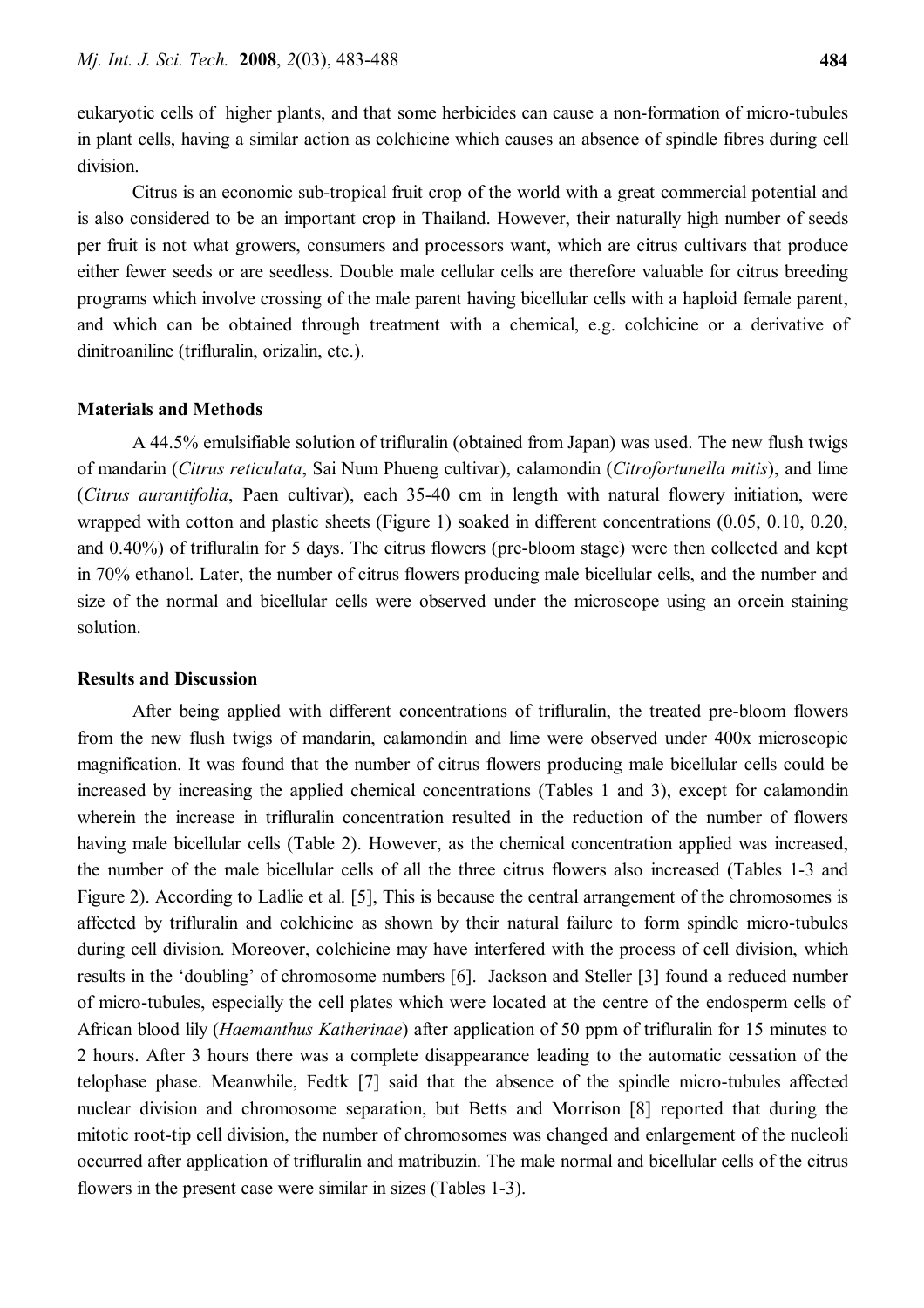eukaryotic cells of higher plants, and that some herbicides can cause a non-formation of micro-tubules in plant cells, having a similar action as colchicine which causes an absence of spindle fibres during cell division.

Citrus is an economic sub-tropical fruit crop of the world with a great commercial potential and is also considered to be an important crop in Thailand. However, their naturally high number of seeds per fruit is not what growers, consumers and processors want, which are citrus cultivars that produce either fewer seeds or are seedless. Double male cellular cells are therefore valuable for citrus breeding programs which involve crossing of the male parent having bicellular cells with a haploid female parent, and which can be obtained through treatment with a chemical, e.g. colchicine or a derivative of dinitroaniline (trifluralin, orizalin, etc.).

## Materials and Methods

A 44.5% emulsifiable solution of trifluralin (obtained from Japan) was used. The new flush twigs of mandarin (*Citrus reticulata*, Sai Num Phueng cultivar), calamondin (*Citrofortunella mitis*), and lime (*Citrus aurantifolia*, Paen cultivar), each 35-40 cm in length with natural flowery initiation, were wrapped with cotton and plastic sheets (Figure 1) soaked in different concentrations (0.05, 0.10, 0.20, and 0.40%) of trifluralin for 5 days. The citrus flowers (pre-bloom stage) were then collected and kept in 70% ethanol. Later, the number of citrus flowers producing male bicellular cells, and the number and size of the normal and bicellular cells were observed under the microscope using an orcein staining solution.

## Results and Discussion

After being applied with different concentrations of trifluralin, the treated pre-bloom flowers from the new flush twigs of mandarin, calamondin and lime were observed under 400x microscopic magnification. It was found that the number of citrus flowers producing male bicellular cells could be increased by increasing the applied chemical concentrations (Tables 1 and 3), except for calamondin wherein the increase in trifluralin concentration resulted in the reduction of the number of flowers having male bicellular cells (Table 2). However, as the chemical concentration applied was increased, the number of the male bicellular cells of all the three citrus flowers also increased (Tables 1-3 and Figure 2). According to Ladlie et al. [5], This is because the central arrangement of the chromosomes is affected by trifluralin and colchicine as shown by their natural failure to form spindle micro-tubules during cell division. Moreover, colchicine may have interfered with the process of cell division, which results in the 'doubling' of chromosome numbers [6]. Jackson and Steller [3] found a reduced number of micro-tubules, especially the cell plates which were located at the centre of the endosperm cells of African blood lily (*Haemanthus Katherinae*) after application of 50 ppm of trifluralin for 15 minutes to 2 hours. After 3 hours there was a complete disappearance leading to the automatic cessation of the telophase phase. Meanwhile, Fedtk [7] said that the absence of the spindle micro-tubules affected nuclear division and chromosome separation, but Betts and Morrison [8] reported that during the mitotic root-tip cell division, the number of chromosomes was changed and enlargement of the nucleoli occurred after application of trifluralin and matribuzin. The male normal and bicellular cells of the citrus flowers in the present case were similar in sizes (Tables 1-3).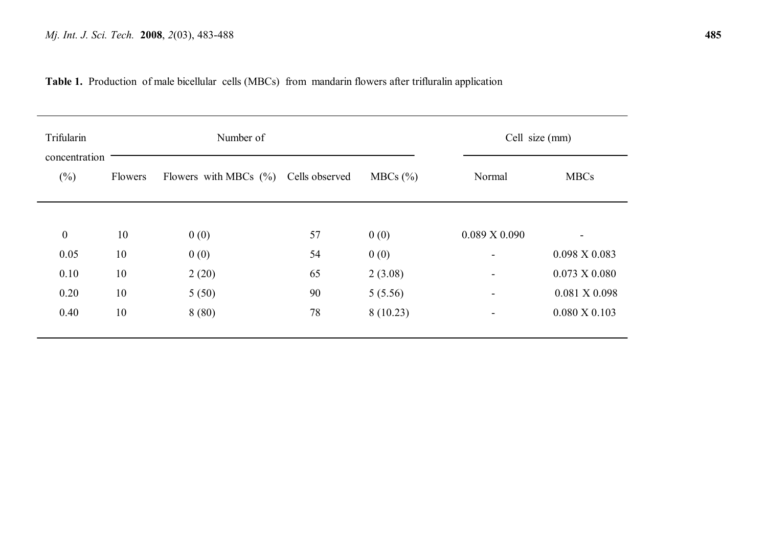**Table 1.** Production of male bicellular cells (MBCs) from mandarin flowers after trifluralin application

| Trifularin concentration (%) | Number of | | | | Cell size (mm) | |
|---|---|---|---|---|---|---|
| | Flowers | Flowers with MBCs (%) | Cells observed | MBCs (%) | Normal | MBCs |
| 0 | 10 | 0 (0) | 57 | 0 (0) | 0.089 X 0.090 | - |
| 0.05 | 10 | 0 (0) | 54 | 0 (0) | - | 0.098 X 0.083 |
| 0.10 | 10 | 2 (20) | 65 | 2 (3.08) | - | 0.073 X 0.080 |
| 0.20 | 10 | 5 (50) | 90 | 5 (5.56) | - | 0.081 X 0.098 |
| 0.40 | 10 | 8 (80) | 78 | 8 (10.23) | - | 0.080 X 0.103 |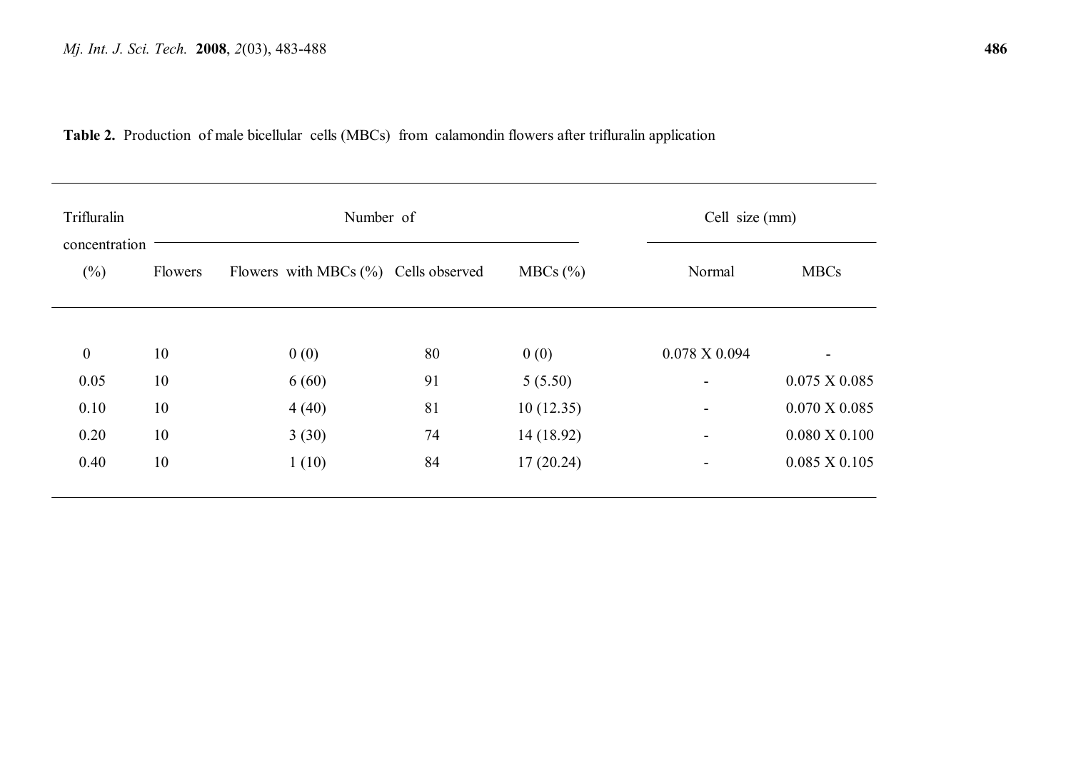**Table 2.** Production of male bicellular cells (MBCs) from calamondin flowers after trifluralin application

| Trifluralin concentration (%) | Number of | | | | Cell size (mm) | |
|---|---|---|---|---|---|---|
| | Flowers | Flowers with MBCs (%) | Cells observed | MBCs (%) | Normal | MBCs |
| 0 | 10 | 0 (0) | 80 | 0 (0) | 0.078 X 0.094 | - |
| 0.05 | 10 | 6 (60) | 91 | 5 (5.50) | - | 0.075 X 0.085 |
| 0.10 | 10 | 4 (40) | 81 | 10 (12.35) | - | 0.070 X 0.085 |
| 0.20 | 10 | 3 (30) | 74 | 14 (18.92) | - | 0.080 X 0.100 |
| 0.40 | 10 | 1 (10) | 84 | 17 (20.24) | - | 0.085 X 0.105 |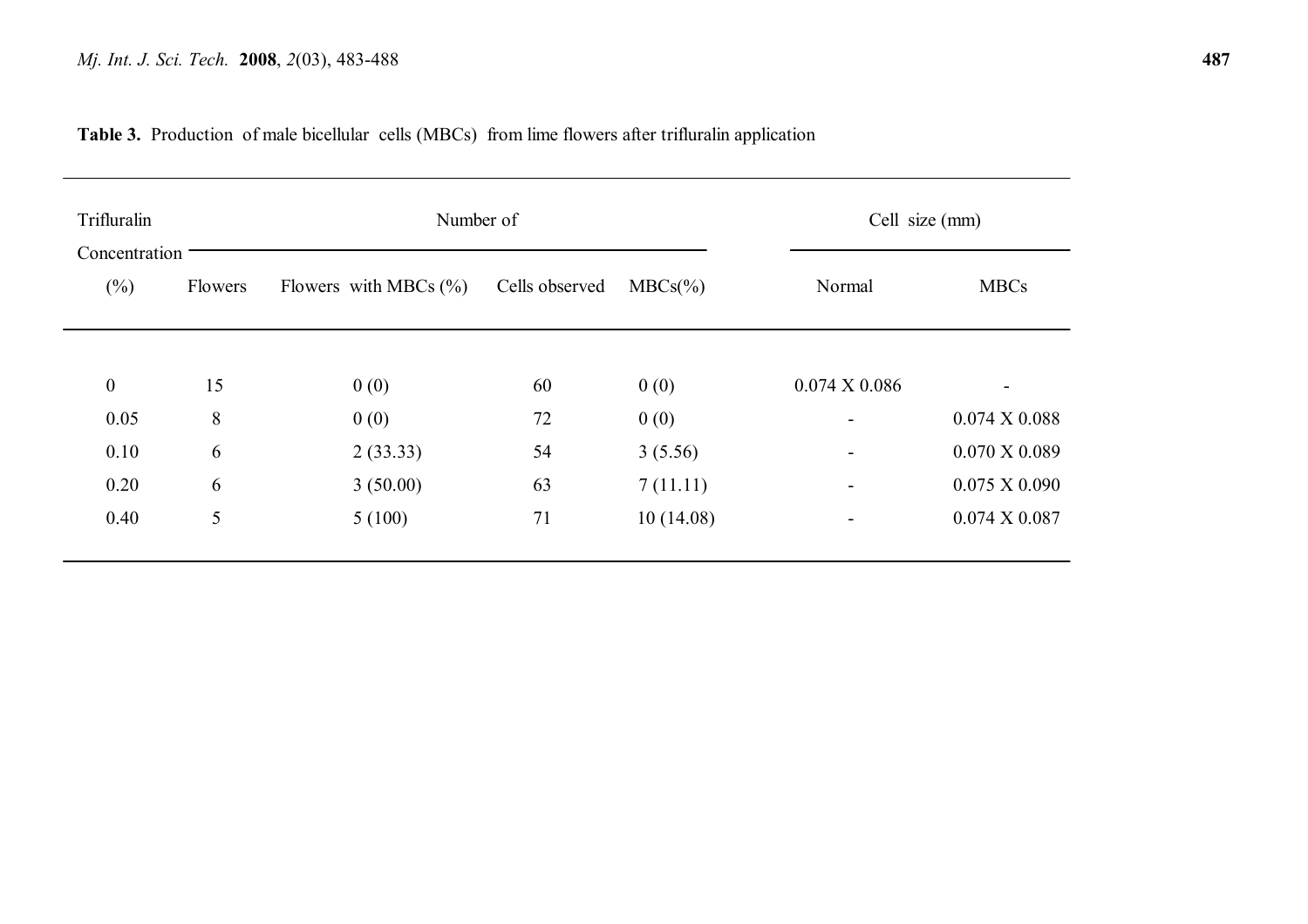**Table 3.** Production of male bicellular cells (MBCs) from lime flowers after trifluralin application

| Trifluralin Concentration | Number of | | | | Cell size (mm) | |
|---|---|---|---|---|---|---|
| (%) | Flowers | Flowers with MBCs (%) | Cells observed | MBCs(%) | Normal | MBCs |
| 0 | 15 | 0 (0) | 60 | 0 (0) | 0.074 X 0.086 | - |
| 0.05 | 8 | 0 (0) | 72 | 0 (0) | - | 0.074 X 0.088 |
| 0.10 | 6 | 2 (33.33) | 54 | 3 (5.56) | - | 0.070 X 0.089 |
| 0.20 | 6 | 3 (50.00) | 63 | 7 (11.11) | - | 0.075 X 0.090 |
| 0.40 | 5 | 5 (100) | 71 | 10 (14.08) | - | 0.074 X 0.087 |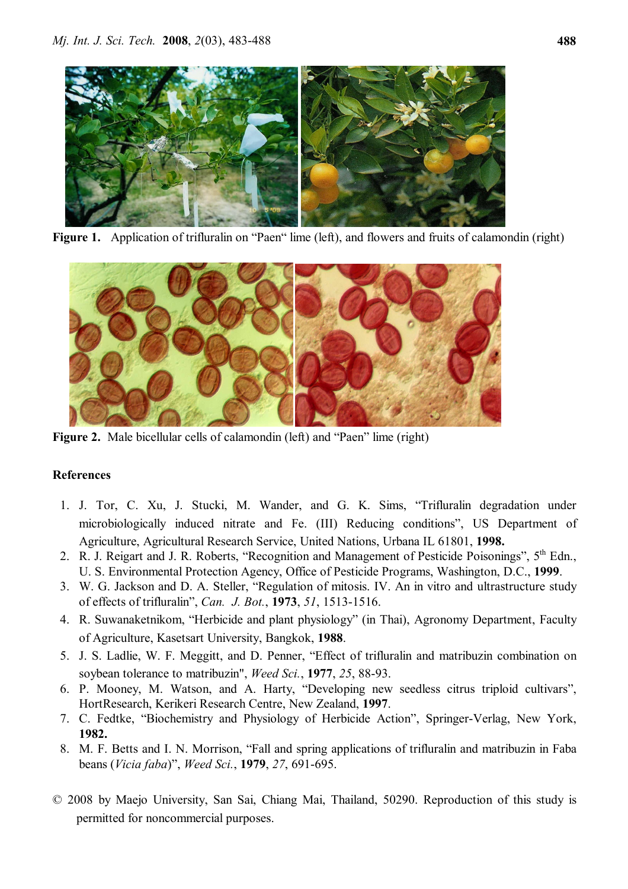Figure 1. Application of trifluralin on "Paen" lime (left), and flowers and fruits of calamondin (right)

Figure 2. Male bicellular cells of calamondin (left) and "Paen" lime (right)

## References

1. J. Tor, C. Xu, J. Stucki, M. Wander, and G. K. Sims, "Trifluralin degradation under microbiologically induced nitrate and Fe. (III) Reducing conditions", US Department of Agriculture, Agricultural Research Service, United Nations, Urbana IL 61801, **1998.**
2. R. J. Reigart and J. R. Roberts, "Recognition and Management of Pesticide Poisonings", 5th Edn., U. S. Environmental Protection Agency, Office of Pesticide Programs, Washington, D.C., **1999**.
3. W. G. Jackson and D. A. Steller, "Regulation of mitosis. IV. An in vitro and ultrastructure study of effects of trifluralin", *Can. J. Bot.*, **1973**, *51*, 1513-1516.
4. R. Suwanaketnikom, "Herbicide and plant physiology" (in Thai), Agronomy Department, Faculty of Agriculture, Kasetsart University, Bangkok, **1988**.
5. J. S. Ladlie, W. F. Meggitt, and D. Penner, "Effect of trifluralin and matribuzin combination on soybean tolerance to matribuzin", *Weed Sci.*, **1977**, *25*, 88-93.
6. P. Mooney, M. Watson, and A. Harty, "Developing new seedless citrus triploid cultivars", HortResearch, Kerikeri Research Centre, New Zealand, **1997**.
7. C. Fedtke, "Biochemistry and Physiology of Herbicide Action", Springer-Verlag, New York, **1982.**
8. M. F. Betts and I. N. Morrison, "Fall and spring applications of trifluralin and matribuzin in Faba beans (*Vicia faba*)", *Weed Sci.*, **1979**, *27*, 691-695.

© 2008 by Maejo University, San Sai, Chiang Mai, Thailand, 50290. Reproduction of this study is permitted for noncommercial purposes.